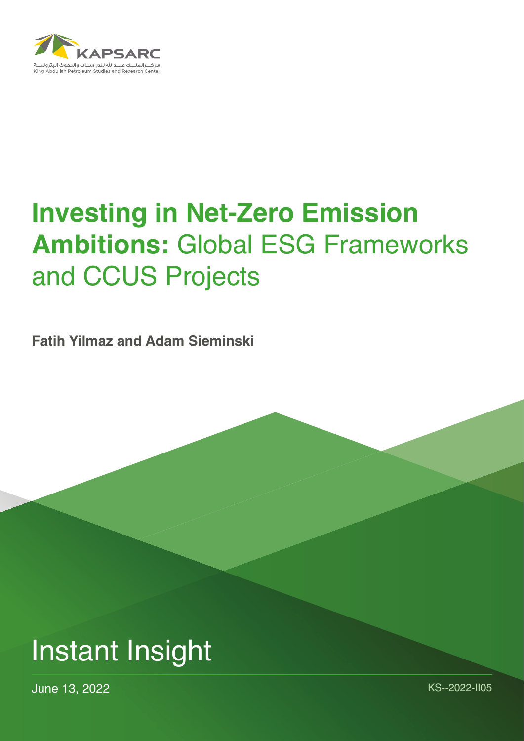KAPSARC

مركـز الملـك عبـدالله للدراسـات والبحوث البترولية

King Abdullah Petroleum Studies and Research Center

# **Investing in Net-Zero Emission Ambitions:** Global ESG Frameworks and CCUS Projects

**Fatih Yilmaz and Adam Sieminski**

## Instant Insight

June 13, 2022

KS--2022-II05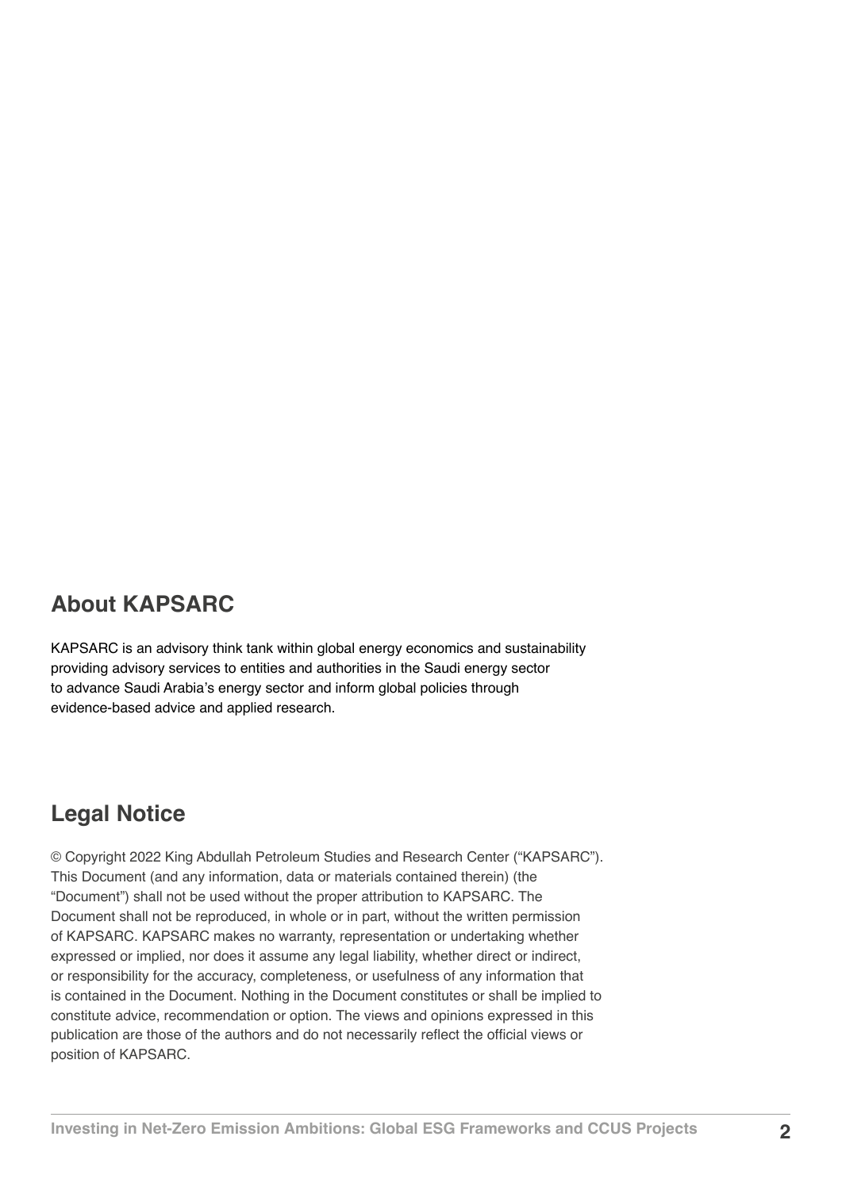## About KAPSARC

KAPSARC is an advisory think tank within global energy economics and sustainability providing advisory services to entities and authorities in the Saudi energy sector to advance Saudi Arabia's energy sector and inform global policies through evidence-based advice and applied research.

## Legal Notice

© Copyright 2022 King Abdullah Petroleum Studies and Research Center ("KAPSARC"). This Document (and any information, data or materials contained therein) (the "Document") shall not be used without the proper attribution to KAPSARC. The Document shall not be reproduced, in whole or in part, without the written permission of KAPSARC. KAPSARC makes no warranty, representation or undertaking whether expressed or implied, nor does it assume any legal liability, whether direct or indirect, or responsibility for the accuracy, completeness, or usefulness of any information that is contained in the Document. Nothing in the Document constitutes or shall be implied to constitute advice, recommendation or option. The views and opinions expressed in this publication are those of the authors and do not necessarily reflect the official views or position of KAPSARC.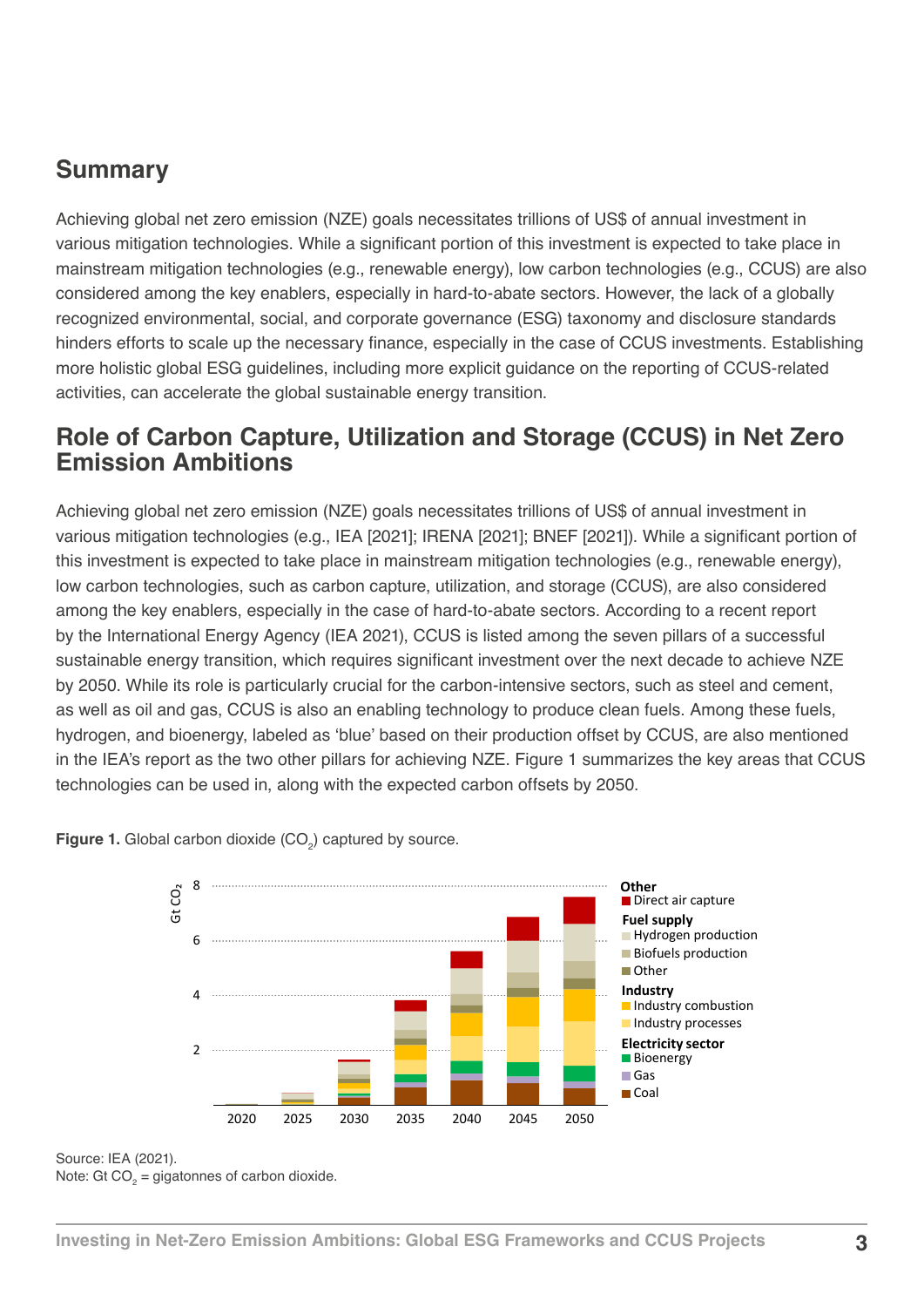## Summary

Achieving global net zero emission (NZE) goals necessitates trillions of US$ of annual investment in various mitigation technologies. While a significant portion of this investment is expected to take place in mainstream mitigation technologies (e.g., renewable energy), low carbon technologies (e.g., CCUS) are also considered among the key enablers, especially in hard-to-abate sectors. However, the lack of a globally recognized environmental, social, and corporate governance (ESG) taxonomy and disclosure standards hinders efforts to scale up the necessary finance, especially in the case of CCUS investments. Establishing more holistic global ESG guidelines, including more explicit guidance on the reporting of CCUS-related activities, can accelerate the global sustainable energy transition.

## Role of Carbon Capture, Utilization and Storage (CCUS) in Net Zero Emission Ambitions

Achieving global net zero emission (NZE) goals necessitates trillions of US$ of annual investment in various mitigation technologies (e.g., IEA [2021]; IRENA [2021]; BNEF [2021]). While a significant portion of this investment is expected to take place in mainstream mitigation technologies (e.g., renewable energy), low carbon technologies, such as carbon capture, utilization, and storage (CCUS), are also considered among the key enablers, especially in the case of hard-to-abate sectors. According to a recent report by the International Energy Agency (IEA 2021), CCUS is listed among the seven pillars of a successful sustainable energy transition, which requires significant investment over the next decade to achieve NZE by 2050. While its role is particularly crucial for the carbon-intensive sectors, such as steel and cement, as well as oil and gas, CCUS is also an enabling technology to produce clean fuels. Among these fuels, hydrogen, and bioenergy, labeled as 'blue' based on their production offset by CCUS, are also mentioned in the IEA's report as the two other pillars for achieving NZE. Figure 1 summarizes the key areas that CCUS technologies can be used in, along with the expected carbon offsets by 2050.

**Figure 1.** Global carbon dioxide ($CO_2$) captured by source.

Source: IEA (2021).
Note: Gt $CO_2$ = gigatonnes of carbon dioxide.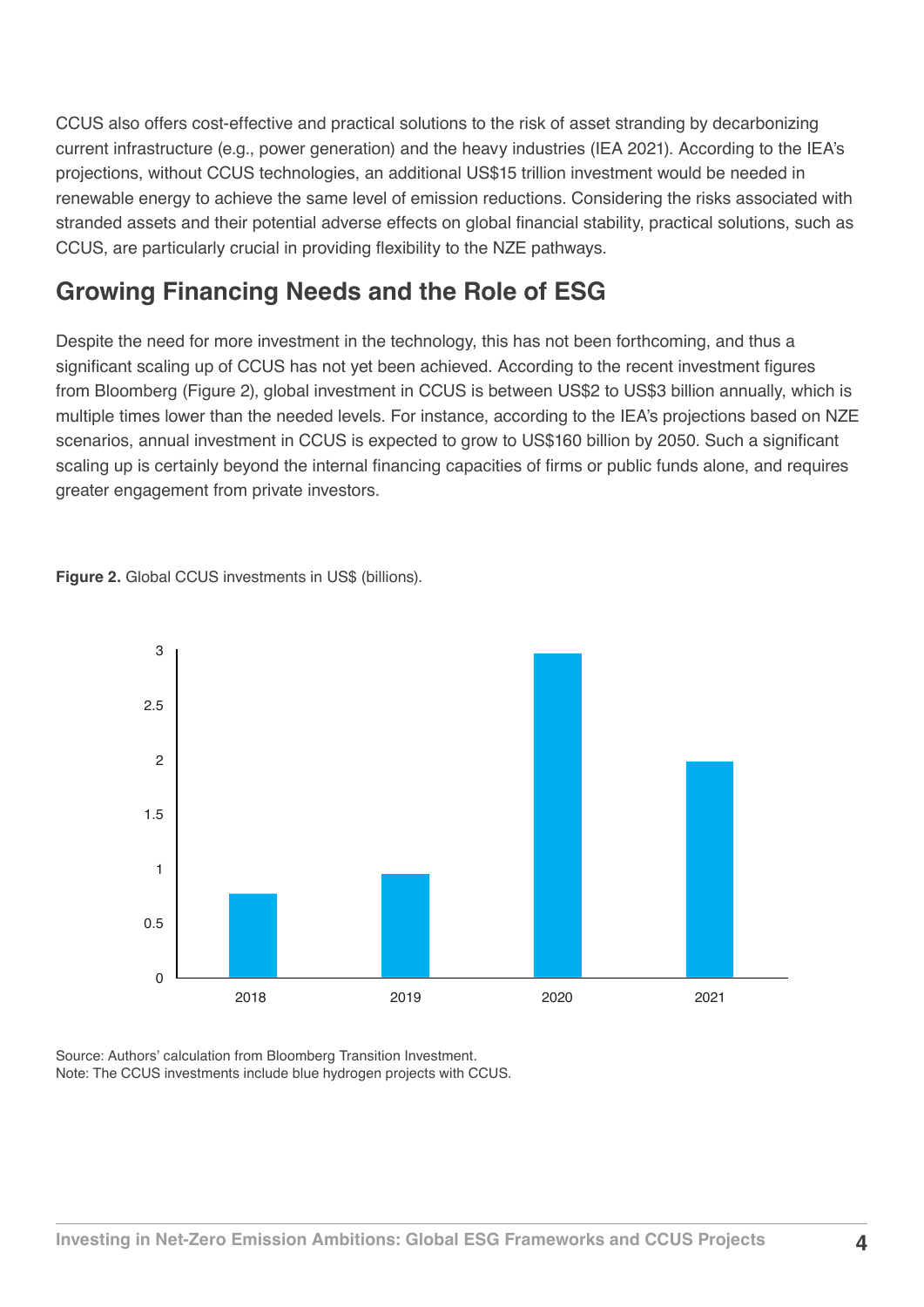CCUS also offers cost-effective and practical solutions to the risk of asset stranding by decarbonizing current infrastructure (e.g., power generation) and the heavy industries (IEA 2021). According to the IEA's projections, without CCUS technologies, an additional US$15 trillion investment would be needed in renewable energy to achieve the same level of emission reductions. Considering the risks associated with stranded assets and their potential adverse effects on global financial stability, practical solutions, such as CCUS, are particularly crucial in providing flexibility to the NZE pathways.

## Growing Financing Needs and the Role of ESG

Despite the need for more investment in the technology, this has not been forthcoming, and thus a significant scaling up of CCUS has not yet been achieved. According to the recent investment figures from Bloomberg (Figure 2), global investment in CCUS is between US$2 to US$3 billion annually, which is multiple times lower than the needed levels. For instance, according to the IEA's projections based on NZE scenarios, annual investment in CCUS is expected to grow to US$160 billion by 2050. Such a significant scaling up is certainly beyond the internal financing capacities of firms or public funds alone, and requires greater engagement from private investors.

**Figure 2.** Global CCUS investments in US$ (billions).

Source: Authors' calculation from Bloomberg Transition Investment.
Note: The CCUS investments include blue hydrogen projects with CCUS.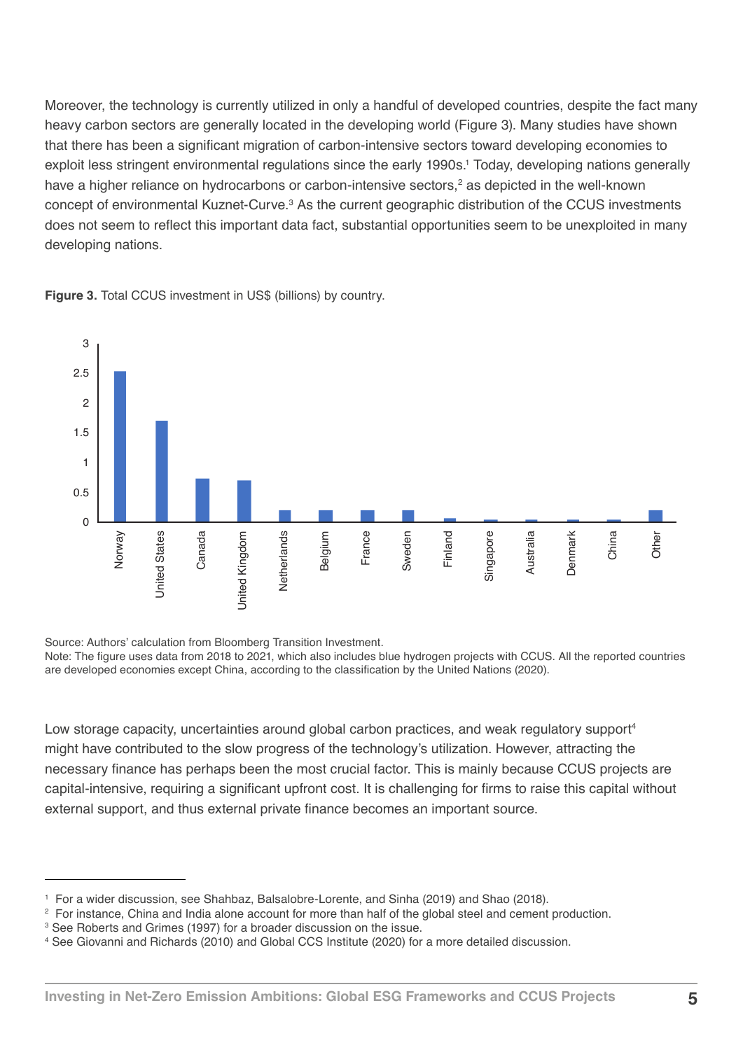Moreover, the technology is currently utilized in only a handful of developed countries, despite the fact many heavy carbon sectors are generally located in the developing world (Figure 3). Many studies have shown that there has been a significant migration of carbon-intensive sectors toward developing economies to exploit less stringent environmental regulations since the early 1990s.[1] Today, developing nations generally have a higher reliance on hydrocarbons or carbon-intensive sectors,[2] as depicted in the well-known concept of environmental Kuznet-Curve.[3] As the current geographic distribution of the CCUS investments does not seem to reflect this important data fact, substantial opportunities seem to be unexploited in many developing nations.

**Figure 3.** Total CCUS investment in US$ (billions) by country.

Source: Authors' calculation from Bloomberg Transition Investment.
Note: The figure uses data from 2018 to 2021, which also includes blue hydrogen projects with CCUS. All the reported countries are developed economies except China, according to the classification by the United Nations (2020).

Low storage capacity, uncertainties around global carbon practices, and weak regulatory support[4] might have contributed to the slow progress of the technology's utilization. However, attracting the necessary finance has perhaps been the most crucial factor. This is mainly because CCUS projects are capital-intensive, requiring a significant upfront cost. It is challenging for firms to raise this capital without external support, and thus external private finance becomes an important source.

---

[1] For a wider discussion, see Shahbaz, Balsalobre-Lorente, and Sinha (2019) and Shao (2018).
[2] For instance, China and India alone account for more than half of the global steel and cement production.
[3] See Roberts and Grimes (1997) for a broader discussion on the issue.
[4] See Giovanni and Richards (2010) and Global CCS Institute (2020) for a more detailed discussion.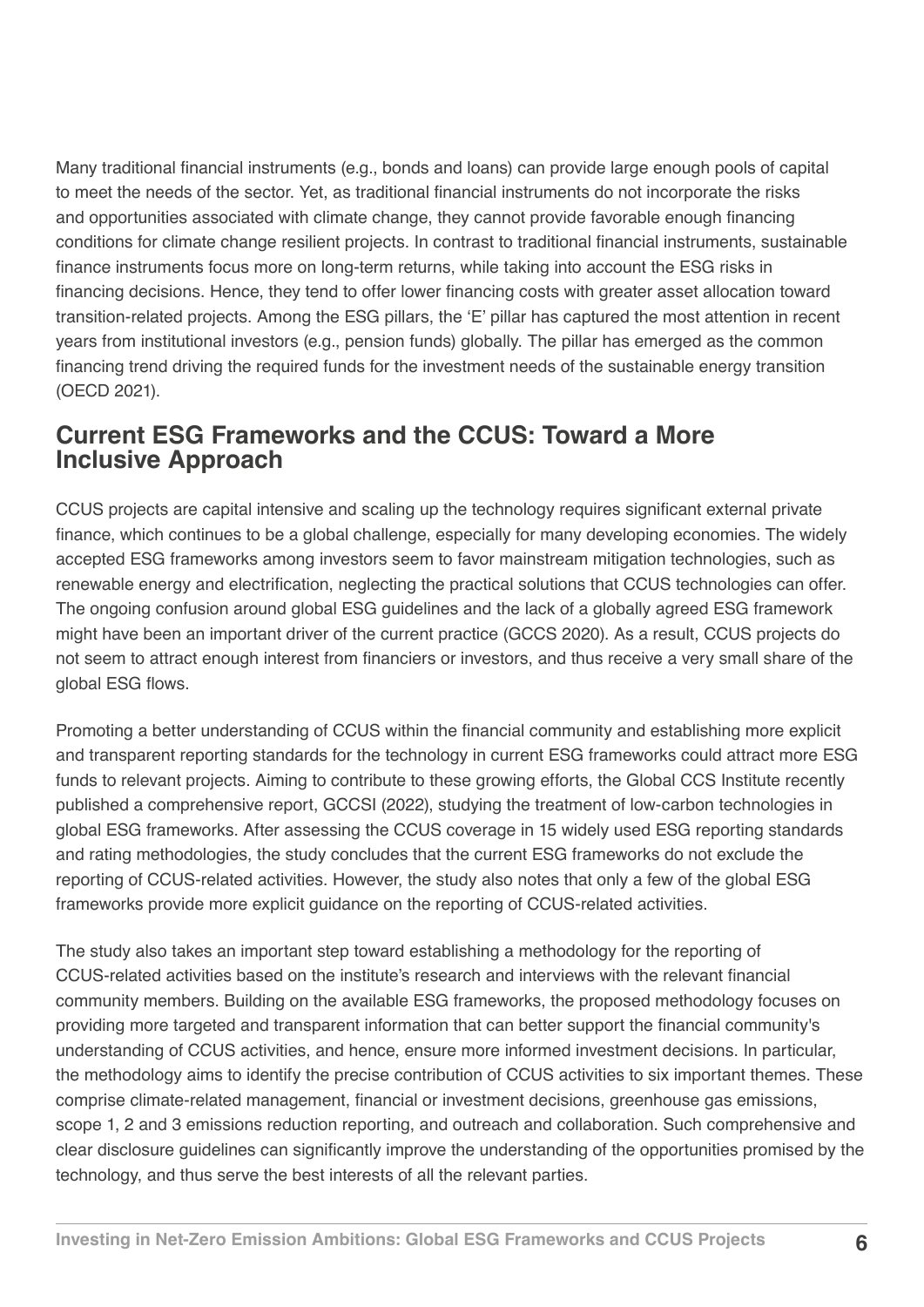Many traditional financial instruments (e.g., bonds and loans) can provide large enough pools of capital to meet the needs of the sector. Yet, as traditional financial instruments do not incorporate the risks and opportunities associated with climate change, they cannot provide favorable enough financing conditions for climate change resilient projects. In contrast to traditional financial instruments, sustainable finance instruments focus more on long-term returns, while taking into account the ESG risks in financing decisions. Hence, they tend to offer lower financing costs with greater asset allocation toward transition-related projects. Among the ESG pillars, the 'E' pillar has captured the most attention in recent years from institutional investors (e.g., pension funds) globally. The pillar has emerged as the common financing trend driving the required funds for the investment needs of the sustainable energy transition (OECD 2021).

## Current ESG Frameworks and the CCUS: Toward a More Inclusive Approach

CCUS projects are capital intensive and scaling up the technology requires significant external private finance, which continues to be a global challenge, especially for many developing economies. The widely accepted ESG frameworks among investors seem to favor mainstream mitigation technologies, such as renewable energy and electrification, neglecting the practical solutions that CCUS technologies can offer. The ongoing confusion around global ESG guidelines and the lack of a globally agreed ESG framework might have been an important driver of the current practice (GCCS 2020). As a result, CCUS projects do not seem to attract enough interest from financiers or investors, and thus receive a very small share of the global ESG flows.

Promoting a better understanding of CCUS within the financial community and establishing more explicit and transparent reporting standards for the technology in current ESG frameworks could attract more ESG funds to relevant projects. Aiming to contribute to these growing efforts, the Global CCS Institute recently published a comprehensive report, GCCSI (2022), studying the treatment of low-carbon technologies in global ESG frameworks. After assessing the CCUS coverage in 15 widely used ESG reporting standards and rating methodologies, the study concludes that the current ESG frameworks do not exclude the reporting of CCUS-related activities. However, the study also notes that only a few of the global ESG frameworks provide more explicit guidance on the reporting of CCUS-related activities.

The study also takes an important step toward establishing a methodology for the reporting of CCUS-related activities based on the institute's research and interviews with the relevant financial community members. Building on the available ESG frameworks, the proposed methodology focuses on providing more targeted and transparent information that can better support the financial community's understanding of CCUS activities, and hence, ensure more informed investment decisions. In particular, the methodology aims to identify the precise contribution of CCUS activities to six important themes. These comprise climate-related management, financial or investment decisions, greenhouse gas emissions, scope 1, 2 and 3 emissions reduction reporting, and outreach and collaboration. Such comprehensive and clear disclosure guidelines can significantly improve the understanding of the opportunities promised by the technology, and thus serve the best interests of all the relevant parties.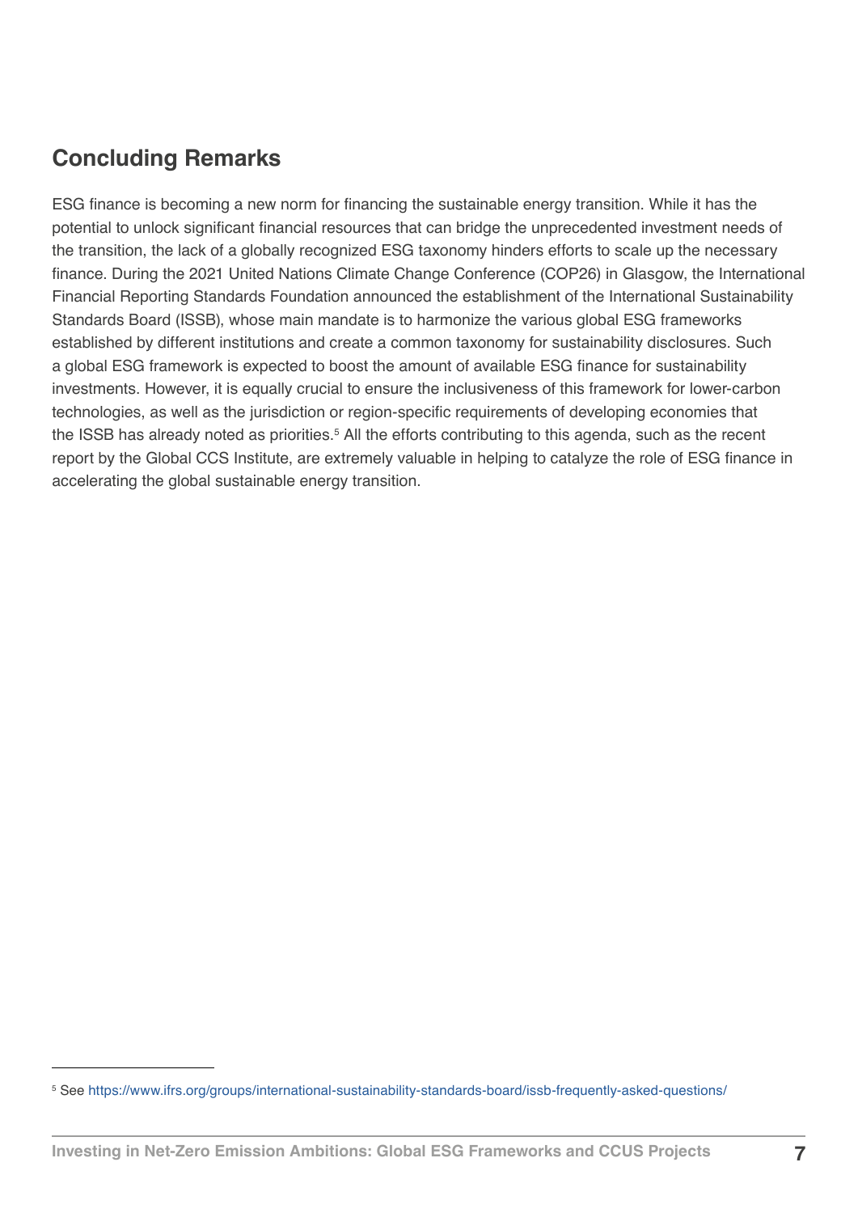## Concluding Remarks

ESG finance is becoming a new norm for financing the sustainable energy transition. While it has the potential to unlock significant financial resources that can bridge the unprecedented investment needs of the transition, the lack of a globally recognized ESG taxonomy hinders efforts to scale up the necessary finance. During the 2021 United Nations Climate Change Conference (COP26) in Glasgow, the International Financial Reporting Standards Foundation announced the establishment of the International Sustainability Standards Board (ISSB), whose main mandate is to harmonize the various global ESG frameworks established by different institutions and create a common taxonomy for sustainability disclosures. Such a global ESG framework is expected to boost the amount of available ESG finance for sustainability investments. However, it is equally crucial to ensure the inclusiveness of this framework for lower-carbon technologies, as well as the jurisdiction or region-specific requirements of developing economies that the ISSB has already noted as priorities.[5] All the efforts contributing to this agenda, such as the recent report by the Global CCS Institute, are extremely valuable in helping to catalyze the role of ESG finance in accelerating the global sustainable energy transition.

---

[5] See https://www.ifrs.org/groups/international-sustainability-standards-board/issb-frequently-asked-questions/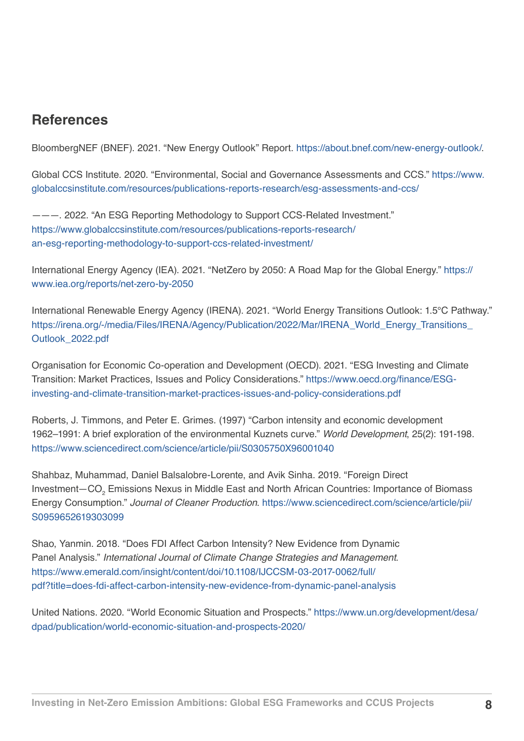## References

BloombergNEF (BNEF). 2021. "New Energy Outlook" Report. https://about.bnef.com/new-energy-outlook/.

Global CCS Institute. 2020. "Environmental, Social and Governance Assessments and CCS." https://www.globalccsinstitute.com/resources/publications-reports-research/esg-assessments-and-ccs/

———. 2022. "An ESG Reporting Methodology to Support CCS-Related Investment." https://www.globalccsinstitute.com/resources/publications-reports-research/an-esg-reporting-methodology-to-support-ccs-related-investment/

International Energy Agency (IEA). 2021. "NetZero by 2050: A Road Map for the Global Energy." https://www.iea.org/reports/net-zero-by-2050

International Renewable Energy Agency (IRENA). 2021. "World Energy Transitions Outlook: 1.5°C Pathway." https://irena.org/-/media/Files/IRENA/Agency/Publication/2022/Mar/IRENA_World_Energy_Transitions_Outlook_2022.pdf

Organisation for Economic Co-operation and Development (OECD). 2021. "ESG Investing and Climate Transition: Market Practices, Issues and Policy Considerations." https://www.oecd.org/finance/ESG-investing-and-climate-transition-market-practices-issues-and-policy-considerations.pdf

Roberts, J. Timmons, and Peter E. Grimes. (1997) "Carbon intensity and economic development 1962–1991: A brief exploration of the environmental Kuznets curve." *World Development*, 25(2): 191-198. https://www.sciencedirect.com/science/article/pii/S0305750X96001040

Shahbaz, Muhammad, Daniel Balsalobre-Lorente, and Avik Sinha. 2019. "Foreign Direct Investment—$CO_2$ Emissions Nexus in Middle East and North African Countries: Importance of Biomass Energy Consumption." *Journal of Cleaner Production*. https://www.sciencedirect.com/science/article/pii/S0959652619303099

Shao, Yanmin. 2018. "Does FDI Affect Carbon Intensity? New Evidence from Dynamic Panel Analysis." *International Journal of Climate Change Strategies and Management*. https://www.emerald.com/insight/content/doi/10.1108/IJCCSM-03-2017-0062/full/pdf?title=does-fdi-affect-carbon-intensity-new-evidence-from-dynamic-panel-analysis

United Nations. 2020. "World Economic Situation and Prospects." https://www.un.org/development/desa/dpad/publication/world-economic-situation-and-prospects-2020/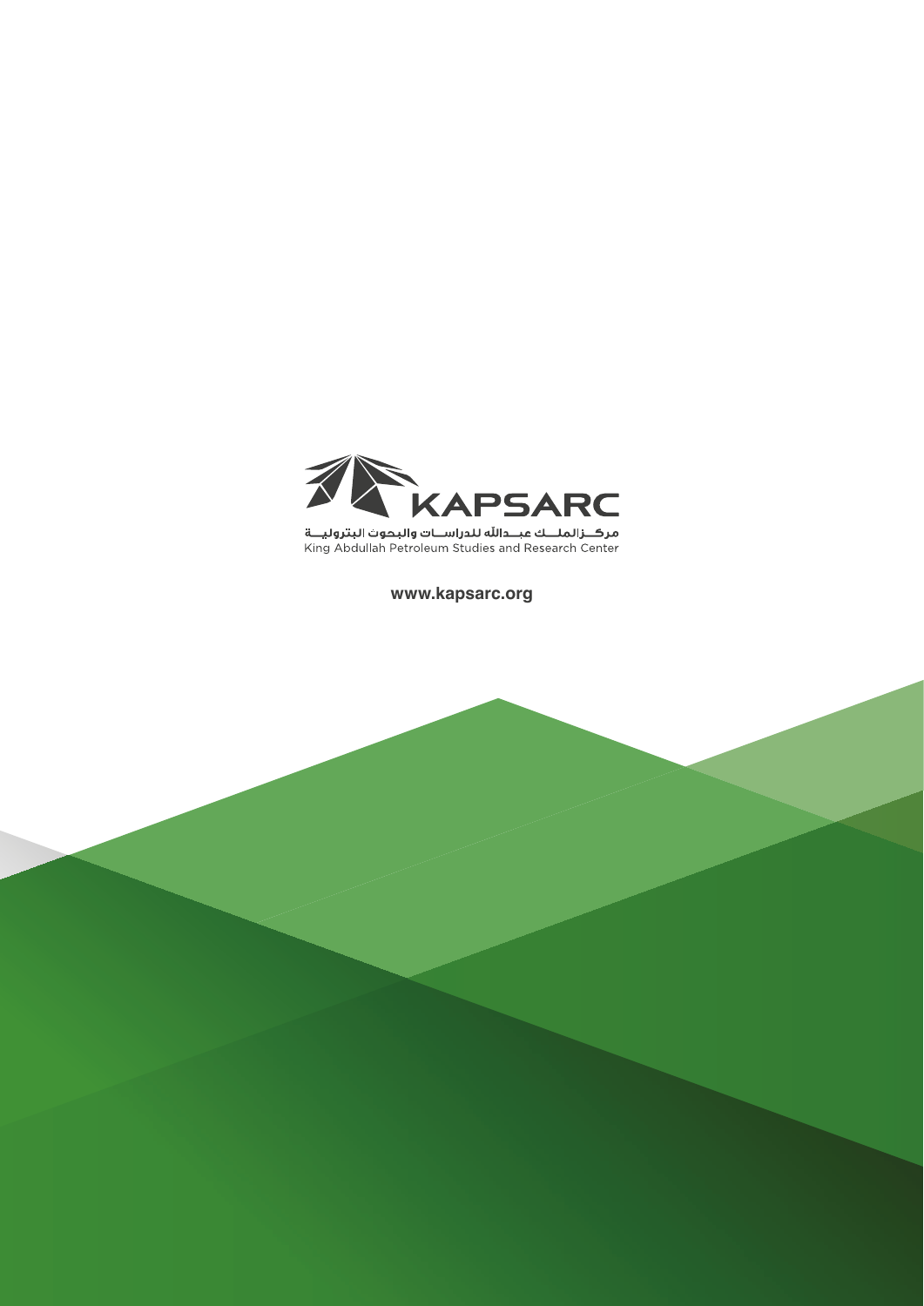KAPSARC

مركـــز الملـــك عبـــدالله للدراســـات والبحـوث البتروليـــة

King Abdullah Petroleum Studies and Research Center

**www.kapsarc.org**